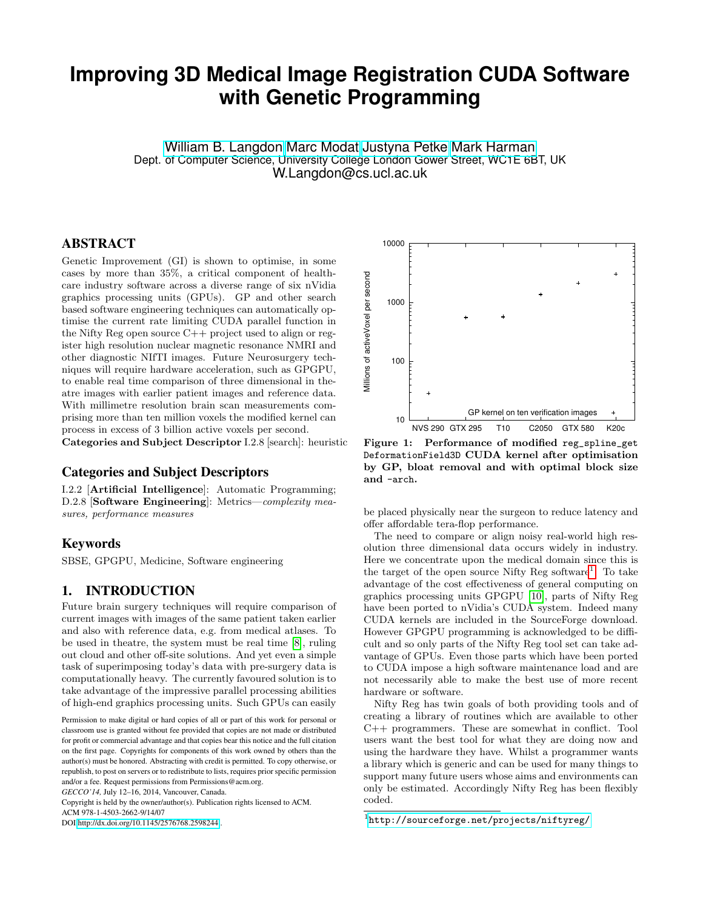# Improving 3D Medical Image Registration CUDA Software with Genetic Programming

William B. Langdon Marc Modat Justyna Petke Mark Harman
Dept. of Computer Science, University College London Gower Street, WC1E 6BT, UK
W.Langdon@cs.ucl.ac.uk

## ABSTRACT

Genetic Improvement (GI) is shown to optimise, in some cases by more than 35%, a critical component of healthcare industry software across a diverse range of six nVidia graphics processing units (GPUs). GP and other search based software engineering techniques can automatically optimise the current rate limiting CUDA parallel function in the Nifty Reg open source C++ project used to align or register high resolution nuclear magnetic resonance NMRI and other diagnostic NIfTI images. Future Neurosurgery techniques will require hardware acceleration, such as GPGPU, to enable real time comparison of three dimensional in theatre images with earlier patient images and reference data. With millimetre resolution brain scan measurements comprising more than ten million voxels the modified kernel can process in excess of 3 billion active voxels per second.

**Categories and Subject Descriptor** I.2.8 [search]: heuristic

### Categories and Subject Descriptors

I.2.2 [**Artificial Intelligence**]: Automatic Programming; D.2.8 [**Software Engineering**]: Metrics—*complexity measures, performance measures*

### Keywords

SBSE, GPGPU, Medicine, Software engineering

## 1. INTRODUCTION

Future brain surgery techniques will require comparison of current images with images of the same patient taken earlier and also with reference data, e.g. from medical atlases. To be used in theatre, the system must be real time [8], ruling out cloud and other off-site solutions. And yet even a simple task of superimposing today's data with pre-surgery data is computationally heavy. The currently favoured solution is to take advantage of the impressive parallel processing abilities of high-end graphics processing units. Such GPUs can easily be placed physically near the surgeon to reduce latency and offer affordable tera-flop performance.

Permission to make digital or hard copies of all or part of this work for personal or classroom use is granted without fee provided that copies are not made or distributed for profit or commercial advantage and that copies bear this notice and the full citation on the first page. Copyrights for components of this work owned by others than the author(s) must be honored. Abstracting with credit is permitted. To copy otherwise, or republish, to post on servers or to redistribute to lists, requires prior specific permission and/or a fee. Request permissions from Permissions@acm.org.
*GECCO'14,* July 12–16, 2014, Vancouver, Canada.
Copyright is held by the owner/author(s). Publication rights licensed to ACM.
ACM 978-1-4503-2662-9/14/07
DOI http://dx.doi.org/10.1145/2576768.2598244 .

Figure 1: Performance of modified `reg_spline_getDeformationField3D` CUDA kernel after optimisation by GP, bloat removal and with optimal block size and `-arch`.

The need to compare or align noisy real-world high resolution three dimensional data occurs widely in industry. Here we concentrate upon the medical domain since this is the target of the open source Nifty Reg software[1]. To take advantage of the cost effectiveness of general computing on graphics processing units GPGPU [10], parts of Nifty Reg have been ported to nVidia's CUDA system. Indeed many CUDA kernels are included in the SourceForge download. However GPGPU programming is acknowledged to be difficult and so only parts of the Nifty Reg tool set can take advantage of GPUs. Even those parts which have been ported to CUDA impose a high software maintenance load and are not necessarily able to make the best use of more recent hardware or software.

Nifty Reg has twin goals of both providing tools and of creating a library of routines which are available to other C++ programmers. These are somewhat in conflict. Tool users want the best tool for what they are doing now and using the hardware they have. Whilst a programmer wants a library which is generic and can be used for many things to support many future users whose aims and environments can only be estimated. Accordingly Nifty Reg has been flexibly coded.

[1] `http://sourceforge.net/projects/niftyreg/`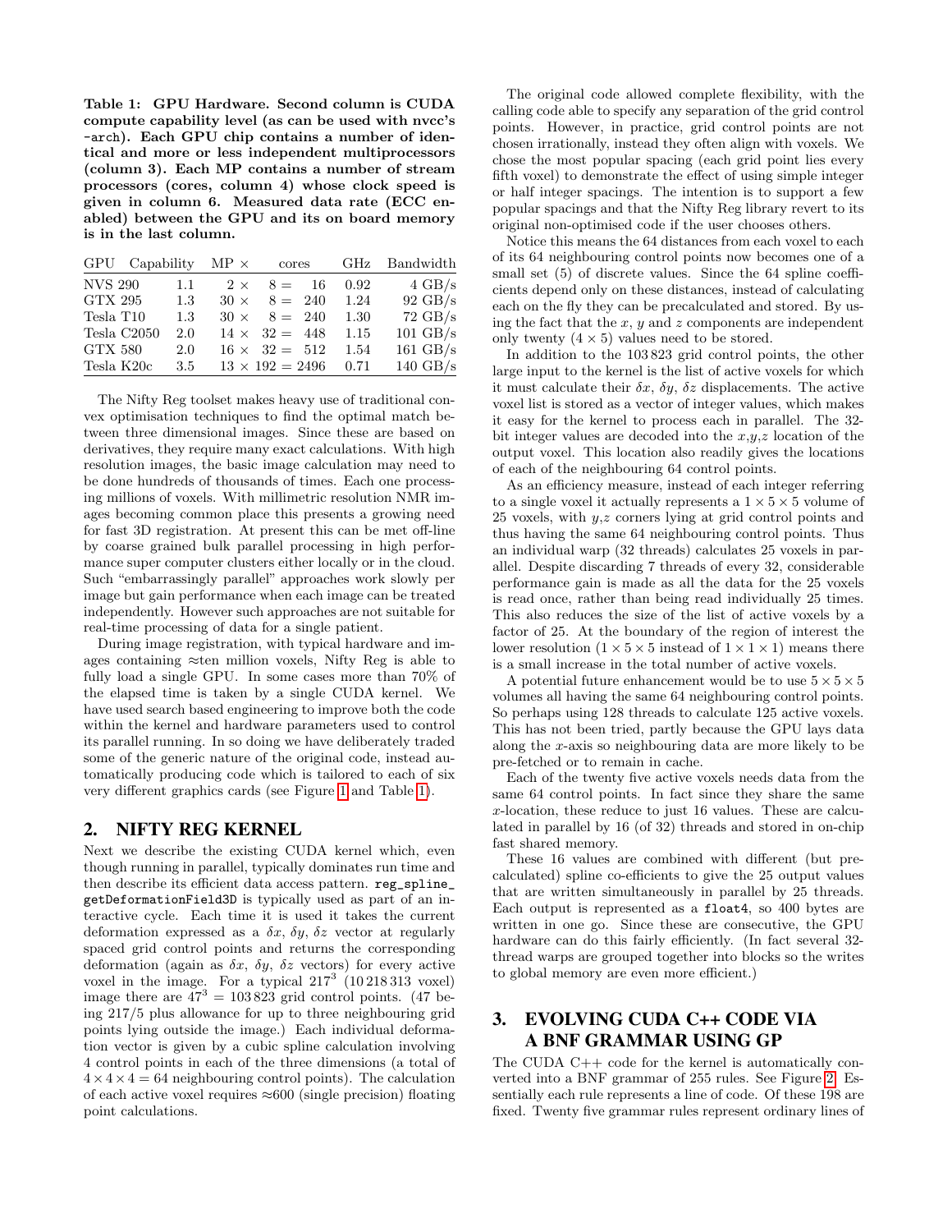**Table 1: GPU Hardware. Second column is CUDA compute capability level (as can be used with nvcc's -arch). Each GPU chip contains a number of identical and more or less independent multiprocessors (column 3). Each MP contains a number of stream processors (cores, column 4) whose clock speed is given in column 6. Measured data rate (ECC enabled) between the GPU and its on board memory is in the last column.**

| GPU | Capability | MP × | cores | GHz | Bandwidth |
|---|---|---|---|---|---|
| NVS 290 | 1.1 | 2 × | 8 = 16 | 0.92 | 4 GB/s |
| GTX 295 | 1.3 | 30 × | 8 = 240 | 1.24 | 92 GB/s |
| Tesla T10 | 1.3 | 30 × | 8 = 240 | 1.30 | 72 GB/s |
| Tesla C2050 | 2.0 | 14 × | 32 = 448 | 1.15 | 101 GB/s |
| GTX 580 | 2.0 | 16 × | 32 = 512 | 1.54 | 161 GB/s |
| Tesla K20c | 3.5 | 13 × | 192 = 2496 | 0.71 | 140 GB/s |

The Nifty Reg toolset makes heavy use of traditional convex optimisation techniques to find the optimal match between three dimensional images. Since these are based on derivatives, they require many exact calculations. With high resolution images, the basic image calculation may need to be done hundreds of thousands of times. Each one processing millions of voxels. With millimetric resolution NMR images becoming common place this presents a growing need for fast 3D registration. At present this can be met off-line by coarse grained bulk parallel processing in high performance super computer clusters either locally or in the cloud. Such "embarrassingly parallel" approaches work slowly per image but gain performance when each image can be treated independently. However such approaches are not suitable for real-time processing of data for a single patient.

During image registration, with typical hardware and images containing ≈ten million voxels, Nifty Reg is able to fully load a single GPU. In some cases more than 70% of the elapsed time is taken by a single CUDA kernel. We have used search based engineering to improve both the code within the kernel and hardware parameters used to control its parallel running. In so doing we have deliberately traded some of the generic nature of the original code, instead automatically producing code which is tailored to each of six very different graphics cards (see Figure 1 and Table 1).

## 2. NIFTY REG KERNEL

Next we describe the existing CUDA kernel which, even though running in parallel, typically dominates run time and then describe its efficient data access pattern. `reg_spline_getDeformationField3D` is typically used as part of an interactive cycle. Each time it is used it takes the current deformation expressed as a $\delta x$, $\delta y$, $\delta z$ vector at regularly spaced grid control points and returns the corresponding deformation (again as $\delta x$, $\delta y$, $\delta z$ vectors) for every active voxel in the image. For a typical $217^3$ (10 218 313 voxel) image there are $47^3 = 103\,823$ grid control points. (47 being 217/5 plus allowance for up to three neighbouring grid points lying outside the image.) Each individual deformation vector is given by a cubic spline calculation involving 4 control points in each of the three dimensions (a total of $4 \times 4 \times 4 = 64$ neighbouring control points). The calculation of each active voxel requires ≈600 (single precision) floating point calculations.

The original code allowed complete flexibility, with the calling code able to specify any separation of the grid control points. However, in practice, grid control points are not chosen irrationally, instead they often align with voxels. We chose the most popular spacing (each grid point lies every fifth voxel) to demonstrate the effect of using simple integer or half integer spacings. The intention is to support a few popular spacings and that the Nifty Reg library revert to its original non-optimised code if the user chooses others.

Notice this means the 64 distances from each voxel to each of its 64 neighbouring control points now becomes one of a small set (5) of discrete values. Since the 64 spline coefficients depend only on these distances, instead of calculating each on the fly they can be precalculated and stored. By using the fact that the $x$, $y$ and $z$ components are independent only twenty ($4 \times 5$) values need to be stored.

In addition to the 103 823 grid control points, the other large input to the kernel is the list of active voxels for which it must calculate their $\delta x$, $\delta y$, $\delta z$ displacements. The active voxel list is stored as a vector of integer values, which makes it easy for the kernel to process each in parallel. The 32-bit integer values are decoded into the $x$,$y$,$z$ location of the output voxel. This location also readily gives the locations of each of the neighbouring 64 control points.

As an efficiency measure, instead of each integer referring to a single voxel it actually represents a $1 \times 5 \times 5$ volume of 25 voxels, with $y$,$z$ corners lying at grid control points and thus having the same 64 neighbouring control points. Thus an individual warp (32 threads) calculates 25 voxels in parallel. Despite discarding 7 threads of every 32, considerable performance gain is made as all the data for the 25 voxels is read once, rather than being read individually 25 times. This also reduces the size of the list of active voxels by a factor of 25. At the boundary of the region of interest the lower resolution ($1 \times 5 \times 5$ instead of $1 \times 1 \times 1$) means there is a small increase in the total number of active voxels.

A potential future enhancement would be to use $5 \times 5 \times 5$ volumes all having the same 64 neighbouring control points. So perhaps using 128 threads to calculate 125 active voxels. This has not been tried, partly because the GPU lays data along the $x$-axis so neighbouring data are more likely to be pre-fetched or to remain in cache.

Each of the twenty five active voxels needs data from the same 64 control points. In fact since they share the same $x$-location, these reduce to just 16 values. These are calculated in parallel by 16 (of 32) threads and stored in on-chip fast shared memory.

These 16 values are combined with different (but precalculated) spline co-efficients to give the 25 output values that are written simultaneously in parallel by 25 threads. Each output is represented as a `float4`, so 400 bytes are written in one go. Since these are consecutive, the GPU hardware can do this fairly efficiently. (In fact several 32-thread warps are grouped together into blocks so the writes to global memory are even more efficient.)

## 3. EVOLVING CUDA C++ CODE VIA A BNF GRAMMAR USING GP

The CUDA C++ code for the kernel is automatically converted into a BNF grammar of 255 rules. See Figure 2. Essentially each rule represents a line of code. Of these 198 are fixed. Twenty five grammar rules represent ordinary lines of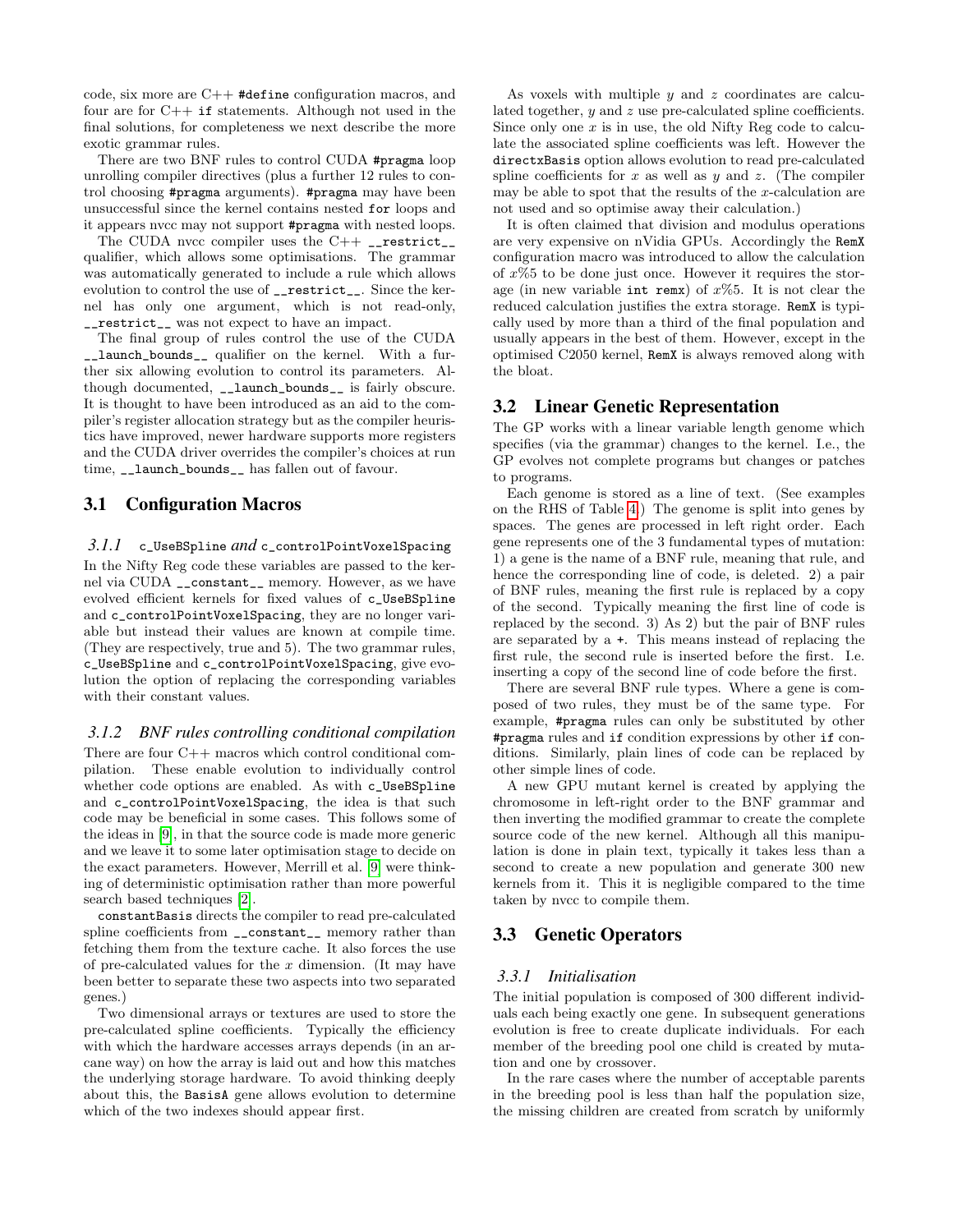code, six more are C++ `#define` configuration macros, and four are for C++ `if` statements. Although not used in the final solutions, for completeness we next describe the more exotic grammar rules.

There are two BNF rules to control CUDA `#pragma` loop unrolling compiler directives (plus a further 12 rules to control choosing `#pragma` arguments). `#pragma` may have been unsuccessful since the kernel contains nested `for` loops and it appears nvcc may not support `#pragma` with nested loops.

The CUDA nvcc compiler uses the C++ `__restrict__` qualifier, which allows some optimisations. The grammar was automatically generated to include a rule which allows evolution to control the use of `__restrict__`. Since the kernel has only one argument, which is not read-only, `__restrict__` was not expect to have an impact.

The final group of rules control the use of the CUDA `__launch_bounds__` qualifier on the kernel. With a further six allowing evolution to control its parameters. Although documented, `__launch_bounds__` is fairly obscure. It is thought to have been introduced as an aid to the compiler's register allocation strategy but as the compiler heuristics have improved, newer hardware supports more registers and the CUDA driver overrides the compiler's choices at run time, `__launch_bounds__` has fallen out of favour.

## 3.1 Configuration Macros

### 3.1.1 `c_UseBSpline` *and* `c_controlPointVoxelSpacing`

In the Nifty Reg code these variables are passed to the kernel via CUDA `__constant__` memory. However, as we have evolved efficient kernels for fixed values of `c_UseBSpline` and `c_controlPointVoxelSpacing`, they are no longer variable but instead their values are known at compile time. (They are respectively, true and 5). The two grammar rules, `c_UseBSpline` and `c_controlPointVoxelSpacing`, give evolution the option of replacing the corresponding variables with their constant values.

### 3.1.2 *BNF rules controlling conditional compilation*

There are four C++ macros which control conditional compilation. These enable evolution to individually control whether code options are enabled. As with `c_UseBSpline` and `c_controlPointVoxelSpacing`, the idea is that such code may be beneficial in some cases. This follows some of the ideas in [9], in that the source code is made more generic and we leave it to some later optimisation stage to decide on the exact parameters. However, Merrill et al. [9] were thinking of deterministic optimisation rather than more powerful search based techniques [2].

`constantBasis` directs the compiler to read pre-calculated spline coefficients from `__constant__` memory rather than fetching them from the texture cache. It also forces the use of pre-calculated values for the $x$ dimension. (It may have been better to separate these two aspects into two separated genes.)

Two dimensional arrays or textures are used to store the pre-calculated spline coefficients. Typically the efficiency with which the hardware accesses arrays depends (in an arcane way) on how the array is laid out and how this matches the underlying storage hardware. To avoid thinking deeply about this, the `BasisA` gene allows evolution to determine which of the two indexes should appear first.

As voxels with multiple $y$ and $z$ coordinates are calculated together, $y$ and $z$ use pre-calculated spline coefficients. Since only one $x$ is in use, the old Nifty Reg code to calculate the associated spline coefficients was left. However the `directxBasis` option allows evolution to read pre-calculated spline coefficients for $x$ as well as $y$ and $z$. (The compiler may be able to spot that the results of the $x$-calculation are not used and so optimise away their calculation.)

It is often claimed that division and modulus operations are very expensive on nVidia GPUs. Accordingly the `RemX` configuration macro was introduced to allow the calculation of $x\%5$ to be done just once. However it requires the storage (in new variable `int remx`) of $x\%5$. It is not clear the reduced calculation justifies the extra storage. `RemX` is typically used by more than a third of the final population and usually appears in the best of them. However, except in the optimised C2050 kernel, `RemX` is always removed along with the bloat.

## 3.2 Linear Genetic Representation

The GP works with a linear variable length genome which specifies (via the grammar) changes to the kernel. I.e., the GP evolves not complete programs but changes or patches to programs.

Each genome is stored as a line of text. (See examples on the RHS of Table 4.) The genome is split into genes by spaces. The genes are processed in left right order. Each gene represents one of the 3 fundamental types of mutation: 1) a gene is the name of a BNF rule, meaning that rule, and hence the corresponding line of code, is deleted. 2) a pair of BNF rules, meaning the first rule is replaced by a copy of the second. Typically meaning the first line of code is replaced by the second. 3) As 2) but the pair of BNF rules are separated by a `+`. This means instead of replacing the first rule, the second rule is inserted before the first. I.e. inserting a copy of the second line of code before the first.

There are several BNF rule types. Where a gene is composed of two rules, they must be of the same type. For example, `#pragma` rules can only be substituted by other `#pragma` rules and `if` condition expressions by other `if` conditions. Similarly, plain lines of code can be replaced by other simple lines of code.

A new GPU mutant kernel is created by applying the chromosome in left-right order to the BNF grammar and then inverting the modified grammar to create the complete source code of the new kernel. Although all this manipulation is done in plain text, typically it takes less than a second to create a new population and generate 300 new kernels from it. This it is negligible compared to the time taken by nvcc to compile them.

## 3.3 Genetic Operators

### 3.3.1 *Initialisation*

The initial population is composed of 300 different individuals each being exactly one gene. In subsequent generations evolution is free to create duplicate individuals. For each member of the breeding pool one child is created by mutation and one by crossover.

In the rare cases where the number of acceptable parents in the breeding pool is less than half the population size, the missing children are created from scratch by uniformly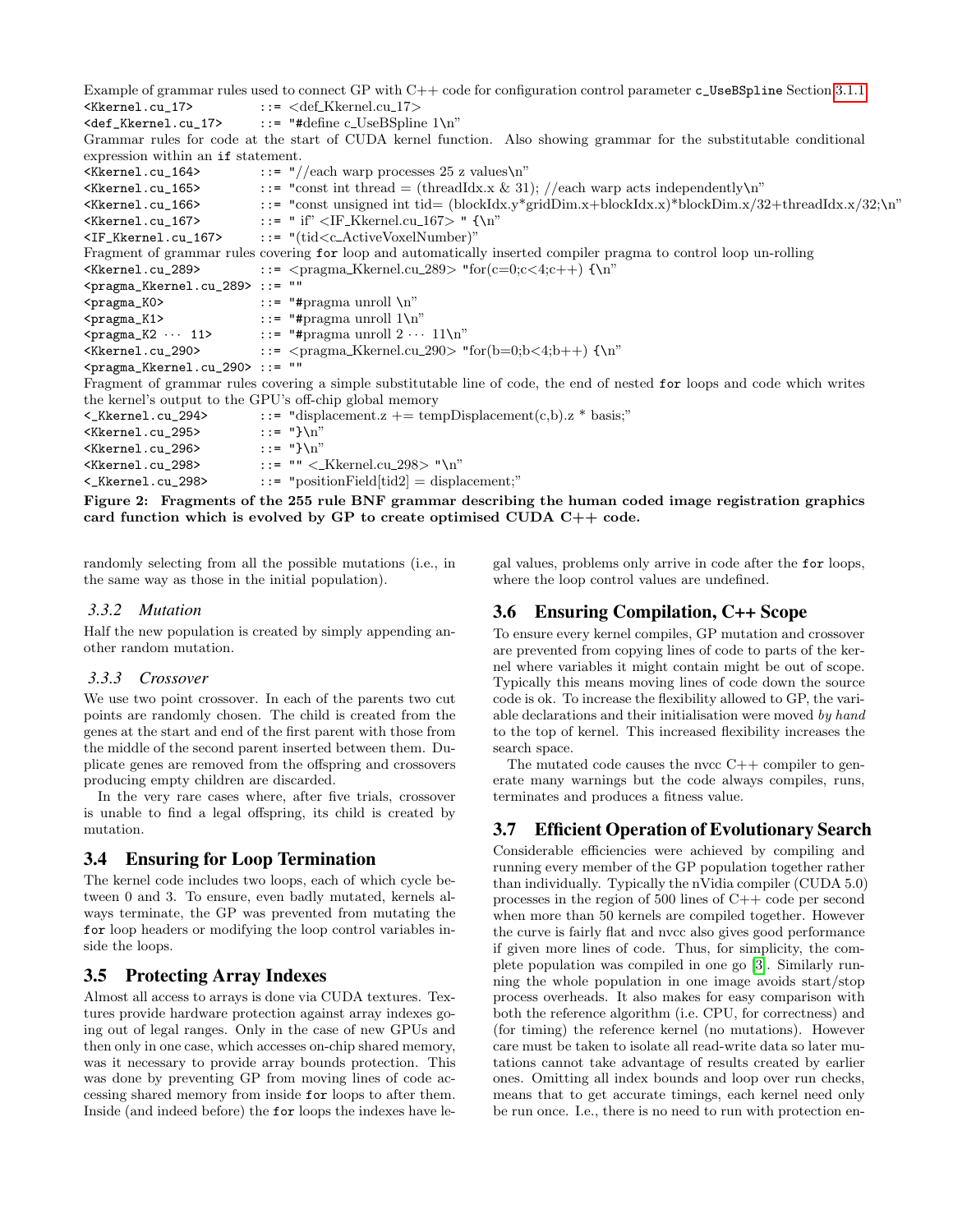Example of grammar rules used to connect GP with C++ code for configuration control parameter `c_UseBSpline` Section 3.1.1

```
<Kkernel.cu_17>           ::= <def_Kkernel.cu_17>
<def_Kkernel.cu_17>       ::= "#define c_UseBSpline 1\n"
```

Grammar rules for code at the start of CUDA kernel function. Also showing grammar for the substitutable conditional expression within an `if` statement.

```
<Kkernel.cu_164>          ::= "//each warp processes 25 z values\n"
<Kkernel.cu_165>          ::= "const int thread = (threadIdx.x & 31); //each warp acts independently\n"
<Kkernel.cu_166>          ::= "const unsigned int tid= (blockIdx.y*gridDim.x+blockIdx.x)*blockDim.x/32+threadIdx.x/32;\n"
<Kkernel.cu_167>          ::= " if" <IF_Kkernel.cu_167> " {\n"
<IF_Kkernel.cu_167>       ::= "(tid<c_ActiveVoxelNumber)"
```

Fragment of grammar rules covering `for` loop and automatically inserted compiler pragma to control loop un-rolling

```
<Kkernel.cu_289>          ::= <pragma_Kkernel.cu_289> "for(c=0;c<4;c++) {\n"
<pragma_Kkernel.cu_289> ::= ""
<pragma_K0>               ::= "#pragma unroll \n"
<pragma_K1>               ::= "#pragma unroll 1\n"
<pragma_K2 ··· 11>        ::= "#pragma unroll 2 ··· 11\n"
<Kkernel.cu_290>          ::= <pragma_Kkernel.cu_290> "for(b=0;b<4;b++) {\n"
<pragma_Kkernel.cu_290> ::= ""
```

Fragment of grammar rules covering a simple substitutable line of code, the end of nested `for` loops and code which writes the kernel's output to the GPU's off-chip global memory

```
<_Kkernel.cu_294>         ::= "displacement.z += tempDisplacement(c,b).z * basis;"
<Kkernel.cu_295>          ::= "}\n"
<Kkernel.cu_296>          ::= "}\n"
<Kkernel.cu_298>          ::= "" <_Kkernel.cu_298> "\n"
<_Kkernel.cu_298>         ::= "positionField[tid2] = displacement;"
```

**Figure 2: Fragments of the 255 rule BNF grammar describing the human coded image registration graphics card function which is evolved by GP to create optimised CUDA C++ code.**

randomly selecting from all the possible mutations (i.e., in the same way as those in the initial population).

### 3.3.2 Mutation

Half the new population is created by simply appending another random mutation.

### 3.3.3 Crossover

We use two point crossover. In each of the parents two cut points are randomly chosen. The child is created from the genes at the start and end of the first parent with those from the middle of the second parent inserted between them. Duplicate genes are removed from the offspring and crossovers producing empty children are discarded.

In the very rare cases where, after five trials, crossover is unable to find a legal offspring, its child is created by mutation.

## 3.4 Ensuring for Loop Termination

The kernel code includes two loops, each of which cycle between 0 and 3. To ensure, even badly mutated, kernels always terminate, the GP was prevented from mutating the `for` loop headers or modifying the loop control variables inside the loops.

## 3.5 Protecting Array Indexes

Almost all access to arrays is done via CUDA textures. Textures provide hardware protection against array indexes going out of legal ranges. Only in the case of new GPUs and then only in one case, which accesses on-chip shared memory, was it necessary to provide array bounds protection. This was done by preventing GP from moving lines of code accessing shared memory from inside `for` loops to after them. Inside (and indeed before) the `for` loops the indexes have legal values, problems only arrive in code after the `for` loops, where the loop control values are undefined.

## 3.6 Ensuring Compilation, C++ Scope

To ensure every kernel compiles, GP mutation and crossover are prevented from copying lines of code to parts of the kernel where variables it might contain might be out of scope. Typically this means moving lines of code down the source code is ok. To increase the flexibility allowed to GP, the variable declarations and their initialisation were moved *by hand* to the top of kernel. This increased flexibility increases the search space.

The mutated code causes the nvcc C++ compiler to generate many warnings but the code always compiles, runs, terminates and produces a fitness value.

## 3.7 Efficient Operation of Evolutionary Search

Considerable efficiencies were achieved by compiling and running every member of the GP population together rather than individually. Typically the nVidia compiler (CUDA 5.0) processes in the region of 500 lines of C++ code per second when more than 50 kernels are compiled together. However the curve is fairly flat and nvcc also gives good performance if given more lines of code. Thus, for simplicity, the complete population was compiled in one go [3]. Similarly running the whole population in one image avoids start/stop process overheads. It also makes for easy comparison with both the reference algorithm (i.e. CPU, for correctness) and (for timing) the reference kernel (no mutations). However care must be taken to isolate all read-write data so later mutations cannot take advantage of results created by earlier ones. Omitting all index bounds and loop over run checks, means that to get accurate timings, each kernel need only be run once. I.e., there is no need to run with protection en-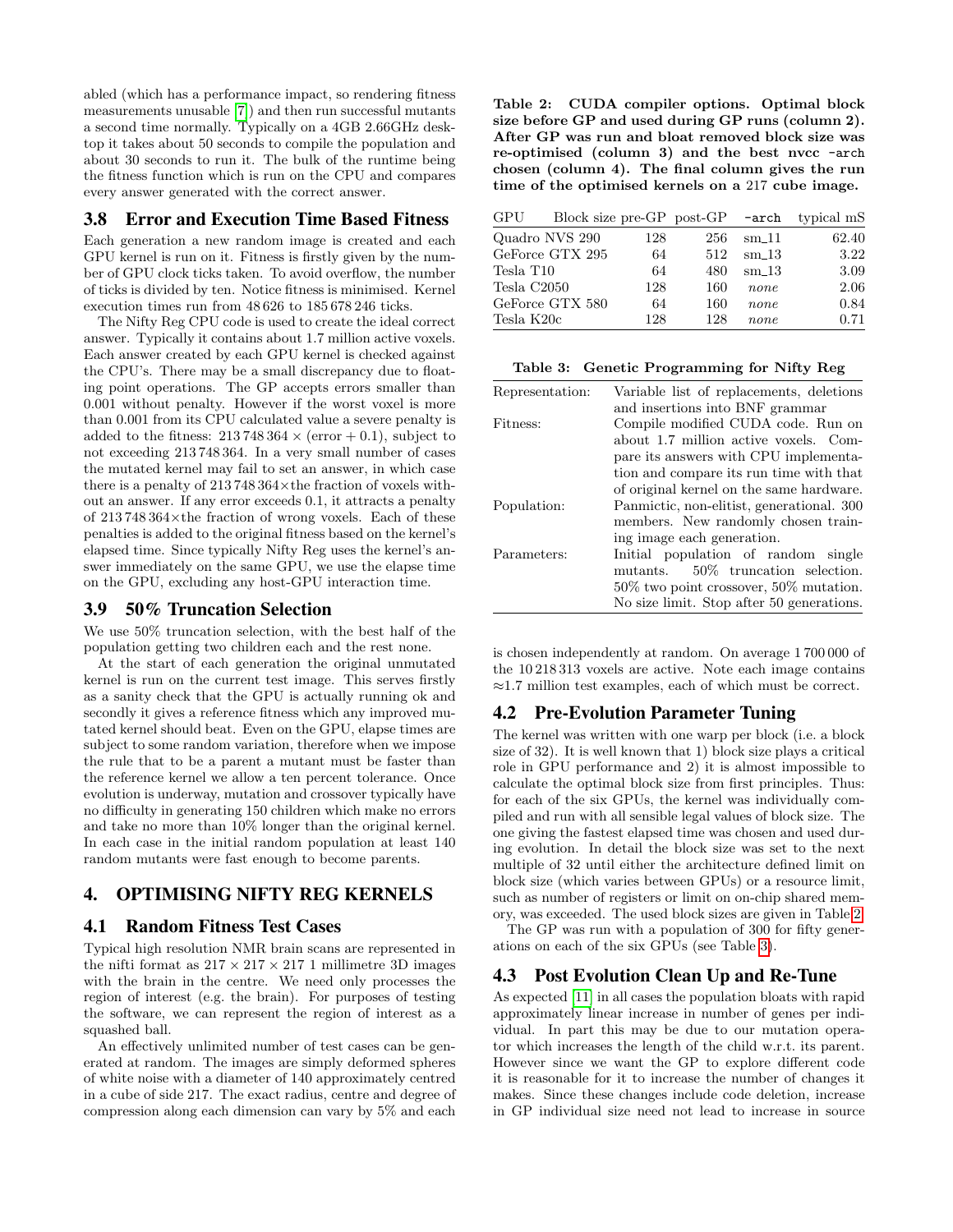abled (which has a performance impact, so rendering fitness measurements unusable [7]) and then run successful mutants a second time normally. Typically on a 4GB 2.66GHz desktop it takes about 50 seconds to compile the population and about 30 seconds to run it. The bulk of the runtime being the fitness function which is run on the CPU and compares every answer generated with the correct answer.

### 3.8 Error and Execution Time Based Fitness

Each generation a new random image is created and each GPU kernel is run on it. Fitness is firstly given by the number of GPU clock ticks taken. To avoid overflow, the number of ticks is divided by ten. Notice fitness is minimised. Kernel execution times run from 48 626 to 185 678 246 ticks.

The Nifty Reg CPU code is used to create the ideal correct answer. Typically it contains about 1.7 million active voxels. Each answer created by each GPU kernel is checked against the CPU's. There may be a small discrepancy due to floating point operations. The GP accepts errors smaller than 0.001 without penalty. However if the worst voxel is more than 0.001 from its CPU calculated value a severe penalty is added to the fitness: $213\,748\,364 \times (\text{error} + 0.1)$, subject to not exceeding 213 748 364. In a very small number of cases the mutated kernel may fail to set an answer, in which case there is a penalty of 213 748 364×the fraction of voxels without an answer. If any error exceeds 0.1, it attracts a penalty of 213 748 364×the fraction of wrong voxels. Each of these penalties is added to the original fitness based on the kernel's elapsed time. Since typically Nifty Reg uses the kernel's answer immediately on the same GPU, we use the elapse time on the GPU, excluding any host-GPU interaction time.

### 3.9 50% Truncation Selection

We use 50% truncation selection, with the best half of the population getting two children each and the rest none.

At the start of each generation the original unmutated kernel is run on the current test image. This serves firstly as a sanity check that the GPU is actually running ok and secondly it gives a reference fitness which any improved mutated kernel should beat. Even on the GPU, elapse times are subject to some random variation, therefore when we impose the rule that to be a parent a mutant must be faster than the reference kernel we allow a ten percent tolerance. Once evolution is underway, mutation and crossover typically have no difficulty in generating 150 children which make no errors and take no more than 10% longer than the original kernel. In each case in the initial random population at least 140 random mutants were fast enough to become parents.

## 4. OPTIMISING NIFTY REG KERNELS

### 4.1 Random Fitness Test Cases

Typical high resolution NMR brain scans are represented in the nifti format as 217 × 217 × 217 1 millimetre 3D images with the brain in the centre. We need only processes the region of interest (e.g. the brain). For purposes of testing the software, we can represent the region of interest as a squashed ball.

An effectively unlimited number of test cases can be generated at random. The images are simply deformed spheres of white noise with a diameter of 140 approximately centred in a cube of side 217. The exact radius, centre and degree of compression along each dimension can vary by 5% and each is chosen independently at random. On average 1 700 000 of the 10 218 313 voxels are active. Note each image contains ≈1.7 million test examples, each of which must be correct.

**Table 2: CUDA compiler options. Optimal block size before GP and used during GP runs (column 2). After GP was run and bloat removed block size was re-optimised (column 3) and the best nvcc -arch chosen (column 4). The final column gives the run time of the optimised kernels on a 217 cube image.**

| GPU | Block size pre-GP | post-GP | -arch | typical mS |
|---|---|---|---|---|
| Quadro NVS 290 | 128 | 256 | sm_11 | 62.40 |
| GeForce GTX 295 | 64 | 512 | sm_13 | 3.22 |
| Tesla T10 | 64 | 480 | sm_13 | 3.09 |
| Tesla C2050 | 128 | 160 | *none* | 2.06 |
| GeForce GTX 580 | 64 | 160 | *none* | 0.84 |
| Tesla K20c | 128 | 128 | *none* | 0.71 |

**Table 3: Genetic Programming for Nifty Reg**

| | |
|---|---|
| Representation: | Variable list of replacements, deletions and insertions into BNF grammar |
| Fitness: | Compile modified CUDA code. Run on about 1.7 million active voxels. Compare its answers with CPU implementation and compare its run time with that of original kernel on the same hardware. |
| Population: | Panmictic, non-elitist, generational. 300 members. New randomly chosen training image each generation. |
| Parameters: | Initial population of random single mutants. 50% truncation selection. 50% two point crossover, 50% mutation. No size limit. Stop after 50 generations. |

### 4.2 Pre-Evolution Parameter Tuning

The kernel was written with one warp per block (i.e. a block size of 32). It is well known that 1) block size plays a critical role in GPU performance and 2) it is almost impossible to calculate the optimal block size from first principles. Thus: for each of the six GPUs, the kernel was individually compiled and run with all sensible legal values of block size. The one giving the fastest elapsed time was chosen and used during evolution. In detail the block size was set to the next multiple of 32 until either the architecture defined limit on block size (which varies between GPUs) or a resource limit, such as number of registers or limit on on-chip shared memory, was exceeded. The used block sizes are given in Table 2.

The GP was run with a population of 300 for fifty generations on each of the six GPUs (see Table 3).

### 4.3 Post Evolution Clean Up and Re-Tune

As expected [11] in all cases the population bloats with rapid approximately linear increase in number of genes per individual. In part this may be due to our mutation operator which increases the length of the child w.r.t. its parent. However since we want the GP to explore different code it is reasonable for it to increase the number of changes it makes. Since these changes include code deletion, increase in GP individual size need not lead to increase in source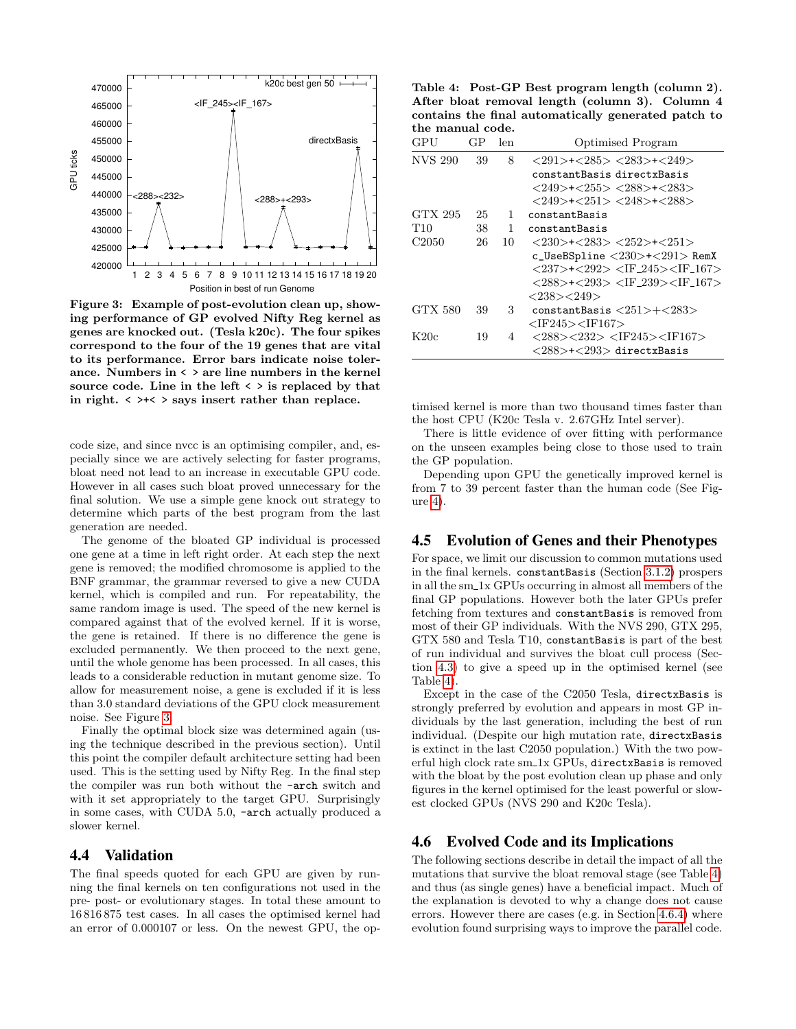Figure 3: Example of post-evolution clean up, showing performance of GP evolved Nifty Reg kernel as genes are knocked out. (Tesla k20c). The four spikes correspond to the four of the 19 genes that are vital to its performance. Error bars indicate noise tolerance. Numbers in < > are line numbers in the kernel source code. Line in the left < > is replaced by that in right. < >+< > says insert rather than replace.

code size, and since nvcc is an optimising compiler, and, especially since we are actively selecting for faster programs, bloat need not lead to an increase in executable GPU code. However in all cases such bloat proved unnecessary for the final solution. We use a simple gene knock out strategy to determine which parts of the best program from the last generation are needed.

The genome of the bloated GP individual is processed one gene at a time in left right order. At each step the next gene is removed; the modified chromosome is applied to the BNF grammar, the grammar reversed to give a new CUDA kernel, which is compiled and run. For repeatability, the same random image is used. The speed of the new kernel is compared against that of the evolved kernel. If it is worse, the gene is retained. If there is no difference the gene is excluded permanently. We then proceed to the next gene, until the whole genome has been processed. In all cases, this leads to a considerable reduction in mutant genome size. To allow for measurement noise, a gene is excluded if it is less than 3.0 standard deviations of the GPU clock measurement noise. See Figure 3.

Finally the optimal block size was determined again (using the technique described in the previous section). Until this point the compiler default architecture setting had been used. This is the setting used by Nifty Reg. In the final step the compiler was run both without the `-arch` switch and with it set appropriately to the target GPU. Surprisingly in some cases, with CUDA 5.0, `-arch` actually produced a slower kernel.

## 4.4 Validation

The final speeds quoted for each GPU are given by running the final kernels on ten configurations not used in the pre- post- or evolutionary stages. In total these amount to 16 816 875 test cases. In all cases the optimised kernel had an error of 0.000107 or less. On the newest GPU, the optimised kernel is more than two thousand times faster than the host CPU (K20c Tesla v. 2.67GHz Intel server).

There is little evidence of over fitting with performance on the unseen examples being close to those used to train the GP population.

Depending upon GPU the genetically improved kernel is from 7 to 39 percent faster than the human code (See Figure 4).

Table 4: Post-GP Best program length (column 2). After bloat removal length (column 3). Column 4 contains the final automatically generated patch to the manual code.

| GPU | GP | len | Optimised Program |
|---|---|---|---|
| NVS 290 | 39 | 8 | <291>+<285> <283>+<249> `constantBasis` `directxBasis` <249>+<255> <288>+<283> <249>+<251> <248>+<288> |
| GTX 295 | 25 | 1 | `constantBasis` |
| T10 | 38 | 1 | `constantBasis` |
| C2050 | 26 | 10 | <230>+<283> <252>+<251> `c_UseBSpline` <230>+<291> `RemX` <237>+<292> <IF_245><IF_167> <288>+<293> <IF_239><IF_167> <238><249> |
| GTX 580 | 39 | 3 | `constantBasis` <251>+<283> <IF245><IF167> |
| K20c | 19 | 4 | <288><232> <IF245><IF167> <288>+<293> `directxBasis` |

## 4.5 Evolution of Genes and their Phenotypes

For space, we limit our discussion to common mutations used in the final kernels. `constantBasis` (Section 3.1.2) prospers in all the sm_1x GPUs occurring in almost all members of the final GP populations. However both the later GPUs prefer fetching from textures and `constantBasis` is removed from most of their GP individuals. With the NVS 290, GTX 295, GTX 580 and Tesla T10, `constantBasis` is part of the best of run individual and survives the bloat cull process (Section 4.3) to give a speed up in the optimised kernel (see Table 4).

Except in the case of the C2050 Tesla, `directxBasis` is strongly preferred by evolution and appears in most GP individuals by the last generation, including the best of run individual. (Despite our high mutation rate, `directxBasis` is extinct in the last C2050 population.) With the two powerful high clock rate sm_1x GPUs, `directxBasis` is removed with the bloat by the post evolution clean up phase and only figures in the kernel optimised for the least powerful or slowest clocked GPUs (NVS 290 and K20c Tesla).

## 4.6 Evolved Code and its Implications

The following sections describe in detail the impact of all the mutations that survive the bloat removal stage (see Table 4) and thus (as single genes) have a beneficial impact. Much of the explanation is devoted to why a change does not cause errors. However there are cases (e.g. in Section 4.6.4) where evolution found surprising ways to improve the parallel code.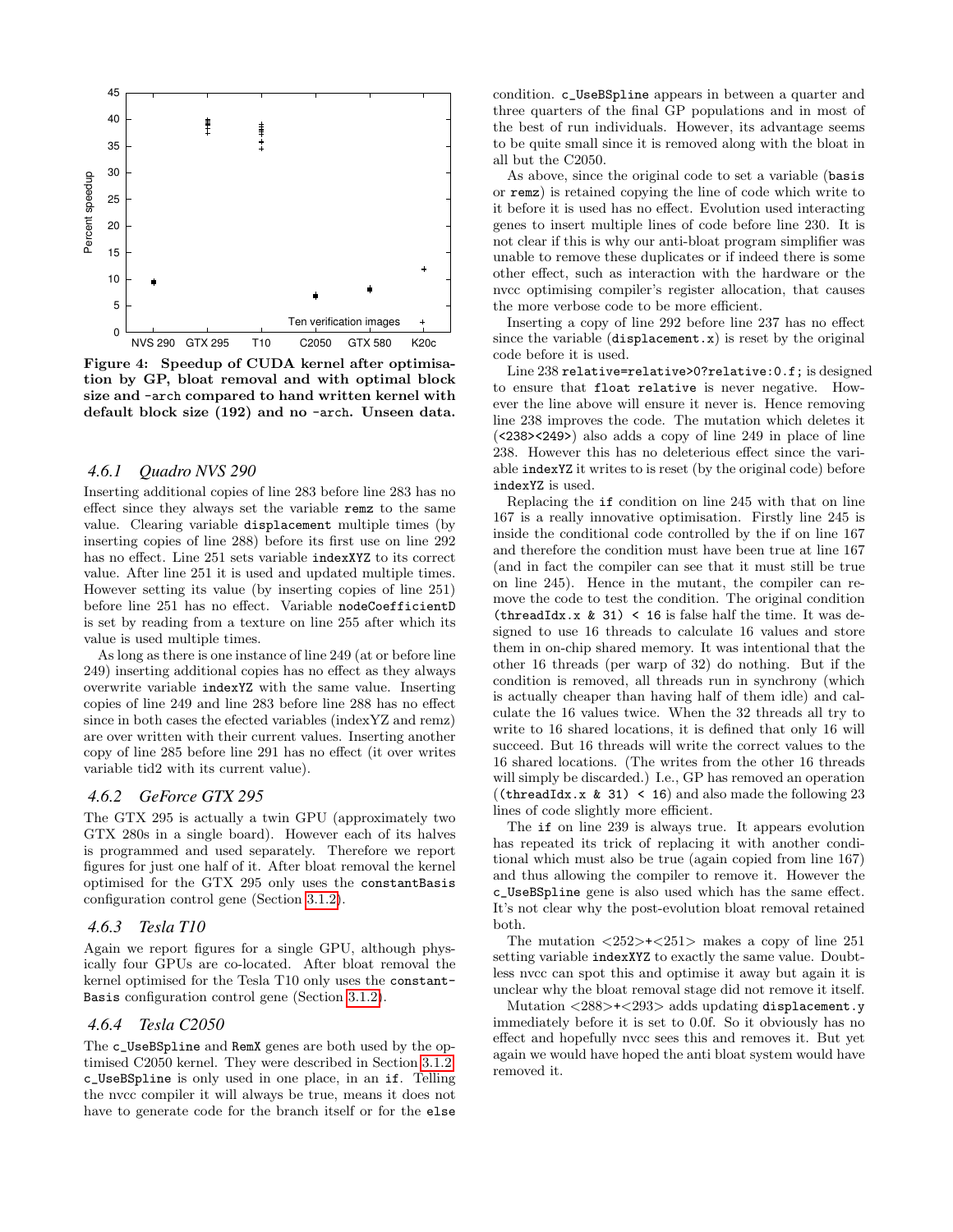**Figure 4: Speedup of CUDA kernel after optimisation by GP, bloat removal and with optimal block size and -arch compared to hand written kernel with default block size (192) and no -arch. Unseen data.**

### 4.6.1 Quadro NVS 290

Inserting additional copies of line 283 before line 283 has no effect since they always set the variable `remz` to the same value. Clearing variable `displacement` multiple times (by inserting copies of line 288) before its first use on line 292 has no effect. Line 251 sets variable `indexXYZ` to its correct value. After line 251 it is used and updated multiple times. However setting its value (by inserting copies of line 251) before line 251 has no effect. Variable `nodeCoefficientD` is set by reading from a texture on line 255 after which its value is used multiple times.

As long as there is one instance of line 249 (at or before line 249) inserting additional copies has no effect as they always overwrite variable `indexYZ` with the same value. Inserting copies of line 249 and line 283 before line 288 has no effect since in both cases the efected variables (indexYZ and remz) are over written with their current values. Inserting another copy of line 285 before line 291 has no effect (it over writes variable tid2 with its current value).

### 4.6.2 GeForce GTX 295

The GTX 295 is actually a twin GPU (approximately two GTX 280s in a single board). However each of its halves is programmed and used separately. Therefore we report figures for just one half of it. After bloat removal the kernel optimised for the GTX 295 only uses the `constantBasis` configuration control gene (Section 3.1.2).

### 4.6.3 Tesla T10

Again we report figures for a single GPU, although physically four GPUs are co-located. After bloat removal the kernel optimised for the Tesla T10 only uses the `constantBasis` configuration control gene (Section 3.1.2).

### 4.6.4 Tesla C2050

The `c_UseBSpline` and `RemX` genes are both used by the optimised C2050 kernel. They were described in Section 3.1.2. `c_UseBSpline` is only used in one place, in an `if`. Telling the nvcc compiler it will always be true, means it does not have to generate code for the branch itself or for the `else` condition. `c_UseBSpline` appears in between a quarter and three quarters of the final GP populations and in most of the best of run individuals. However, its advantage seems to be quite small since it is removed along with the bloat in all but the C2050.

As above, since the original code to set a variable (`basis` or `remz`) is retained copying the line of code which write to it before it is used has no effect. Evolution used interacting genes to insert multiple lines of code before line 230. It is not clear if this is why our anti-bloat program simplifier was unable to remove these duplicates or if indeed there is some other effect, such as interaction with the hardware or the nvcc optimising compiler's register allocation, that causes the more verbose code to be more efficient.

Inserting a copy of line 292 before line 237 has no effect since the variable (`displacement.x`) is reset by the original code before it is used.

Line 238 `relative=relative>0?relative:0.f;` is designed to ensure that `float relative` is never negative. However the line above will ensure it never is. Hence removing line 238 improves the code. The mutation which deletes it (`<238><249>`) also adds a copy of line 249 in place of line 238. However this has no deleterious effect since the variable `indexYZ` it writes to is reset (by the original code) before `indexYZ` is used.

Replacing the `if` condition on line 245 with that on line 167 is a really innovative optimisation. Firstly line 245 is inside the conditional code controlled by the if on line 167 and therefore the condition must have been true at line 167 (and in fact the compiler can see that it must still be true on line 245). Hence in the mutant, the compiler can remove the code to test the condition. The original condition `(threadIdx.x & 31) < 16` is false half the time. It was designed to use 16 threads to calculate 16 values and store them in on-chip shared memory. It was intentional that the other 16 threads (per warp of 32) do nothing. But if the condition is removed, all threads run in synchrony (which is actually cheaper than having half of them idle) and calculate the 16 values twice. When the 32 threads all try to write to 16 shared locations, it is defined that only 16 will succeed. But 16 threads will write the correct values to the 16 shared locations. (The writes from the other 16 threads will simply be discarded.) I.e., GP has removed an operation (`(threadIdx.x & 31) < 16`) and also made the following 23 lines of code slightly more efficient.

The `if` on line 239 is always true. It appears evolution has repeated its trick of replacing it with another conditional which must also be true (again copied from line 167) and thus allowing the compiler to remove it. However the `c_UseBSpline` gene is also used which has the same effect. It's not clear why the post-evolution bloat removal retained both.

The mutation <252>+<251> makes a copy of line 251 setting variable `indexXYZ` to exactly the same value. Doubtless nvcc can spot this and optimise it away but again it is unclear why the bloat removal stage did not remove it itself.

Mutation <288>+<293> adds updating `displacement.y` immediately before it is set to 0.0f. So it obviously has no effect and hopefully nvcc sees this and removes it. But yet again we would have hoped the anti bloat system would have removed it.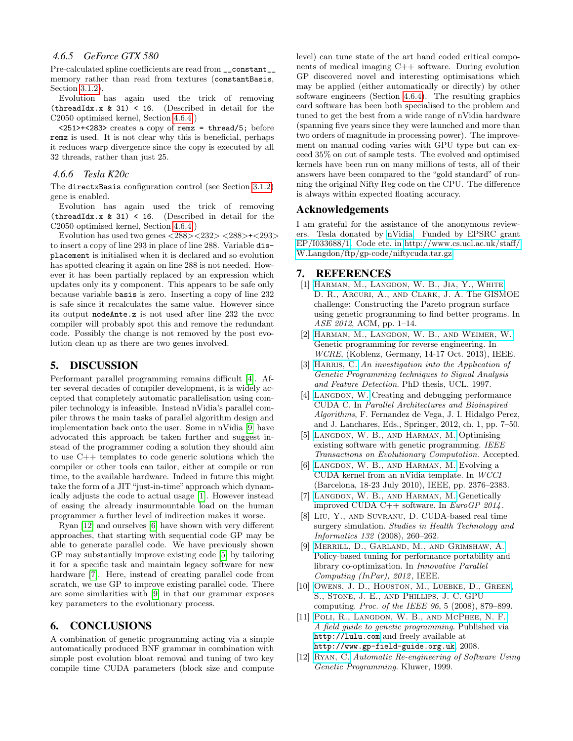### 4.6.5 GeForce GTX 580

Pre-calculated spline coefficients are read from `__constant__` memory rather than read from textures (`constantBasis`, Section 3.1.2).

Evolution has again used the trick of removing `(threadIdx.x & 31) < 16`. (Described in detail for the C2050 optimised kernel, Section 4.6.4)

`<251>+<283>` creates a copy of `remz = thread/5;` before `remz` is used. It is not clear why this is beneficial, perhaps it reduces warp divergence since the copy is executed by all 32 threads, rather than just 25.

### 4.6.6 Tesla K20c

The `directxBasis` configuration control (see Section 3.1.2) gene is enabled.

Evolution has again used the trick of removing `(threadIdx.x & 31) < 16`. (Described in detail for the C2050 optimised kernel, Section 4.6.4)

Evolution has used two genes <288><232> <288>+<293> to insert a copy of line 293 in place of line 288. Variable `displacement` is initialised when it is declared and so evolution has spotted clearing it again on line 288 is not needed. However it has been partially replaced by an expression which updates only its `y` component. This appears to be safe only because variable `basis` is zero. Inserting a copy of line 232 is safe since it recalculates the same value. However since its output `nodeAnte.z` is not used after line 232 the nvcc compiler will probably spot this and remove the redundant code. Possibly the change is not removed by the post evolution clean up as there are two genes involved.

## 5. DISCUSSION

Performant parallel programming remains difficult [4]. After several decades of compiler development, it is widely accepted that completely automatic parallelisation using compiler technology is infeasible. Instead nVidia's parallel compiler throws the main tasks of parallel algorithm design and implementation back onto the user. Some in nVidia [9] have advocated this approach be taken further and suggest instead of the programmer coding a solution they should aim to use C++ templates to code generic solutions which the compiler or other tools can tailor, either at compile or run time, to the available hardware. Indeed in future this might take the form of a JIT "just-in-time" approach which dynamically adjusts the code to actual usage [1]. However instead of easing the already insurmountable load on the human programmer a further level of indirection makes it worse.

Ryan [12] and ourselves [6] have shown with very different approaches, that starting with sequential code GP may be able to generate parallel code. We have previously shown GP may substantially improve existing code [5] by tailoring it for a specific task and maintain legacy software for new hardware [7]. Here, instead of creating parallel code from scratch, we use GP to improve existing parallel code. There are some similarities with [9] in that our grammar exposes key parameters to the evolutionary process.

## 6. CONCLUSIONS

A combination of genetic programming acting via a simple automatically produced BNF grammar in combination with simple post evolution bloat removal and tuning of two key compile time CUDA parameters (block size and compute level) can tune state of the art hand coded critical components of medical imaging C++ software. During evolution GP discovered novel and interesting optimisations which may be applied (either automatically or directly) by other software engineers (Section 4.6.4). The resulting graphics card software has been both specialised to the problem and tuned to get the best from a wide range of nVidia hardware (spanning five years since they were launched and more than two orders of magnitude in processing power). The improvement on manual coding varies with GPU type but can exceed 35% on out of sample tests. The evolved and optimised kernels have been run on many millions of tests, all of their answers have been compared to the "gold standard" of running the original Nifty Reg code on the CPU. The difference is always within expected floating accuracy.

## Acknowledgements

I am grateful for the assistance of the anonymous reviewers. Tesla donated by nVidia. Funded by EPSRC grant EP/I033688/1. Code etc. in http://www.cs.ucl.ac.uk/staff/W.Langdon/ftp/gp-code/niftycuda.tar.gz

## 7. REFERENCES

[1] Harman, M., Langdon, W. B., Jia, Y., White D. R., Arcuri, A., and Clark, J. A. The GISMOE challenge: Constructing the Pareto program surface using genetic programming to find better programs. In *ASE 2012*, ACM, pp. 1–14.

[2] Harman, M., Langdon, W. B., and Weimer, W. Genetic programming for reverse engineering. In *WCRE*, (Koblenz, Germany, 14-17 Oct. 2013), IEEE.

[3] Harris, C. *An investigation into the Application of Genetic Programming techniques to Signal Analysis and Feature Detection*. PhD thesis, UCL. 1997.

[4] Langdon, W. Creating and debugging performance CUDA C. In *Parallel Architectures and Bioinspired Algorithms*, F. Fernandez de Vega, J. I. Hidalgo Perez, and J. Lanchares, Eds., Springer, 2012, ch. 1, pp. 7–50.

[5] Langdon, W. B., and Harman, M. Optimising existing software with genetic programming. *IEEE Transactions on Evolutionary Computation*. Accepted.

[6] Langdon, W. B., and Harman, M. Evolving a CUDA kernel from an nVidia template. In *WCCI* (Barcelona, 18-23 July 2010), IEEE, pp. 2376–2383.

[7] Langdon, W. B., and Harman, M. Genetically improved CUDA C++ software. In *EuroGP 2014*.

[8] Liu, Y., and Suvranu, D. CUDA-based real time surgery simulation. *Studies in Health Technology and Informatics 132* (2008), 260–262.

[9] Merrill, D., Garland, M., and Grimshaw, A. Policy-based tuning for performance portability and library co-optimization. In *Innovative Parallel Computing (InPar), 2012*, IEEE.

[10] Owens, J. D., Houston, M., Luebke, D., Green, S., Stone, J. E., and Phillips, J. C. GPU computing. *Proc. of the IEEE 96*, 5 (2008), 879–899.

[11] Poli, R., Langdon, W. B., and McPhee, N. F. *A field guide to genetic programming*. Published via http://lulu.com and freely available at http://www.gp-field-guide.org.uk, 2008.

[12] Ryan, C. *Automatic Re-engineering of Software Using Genetic Programming*. Kluwer, 1999.